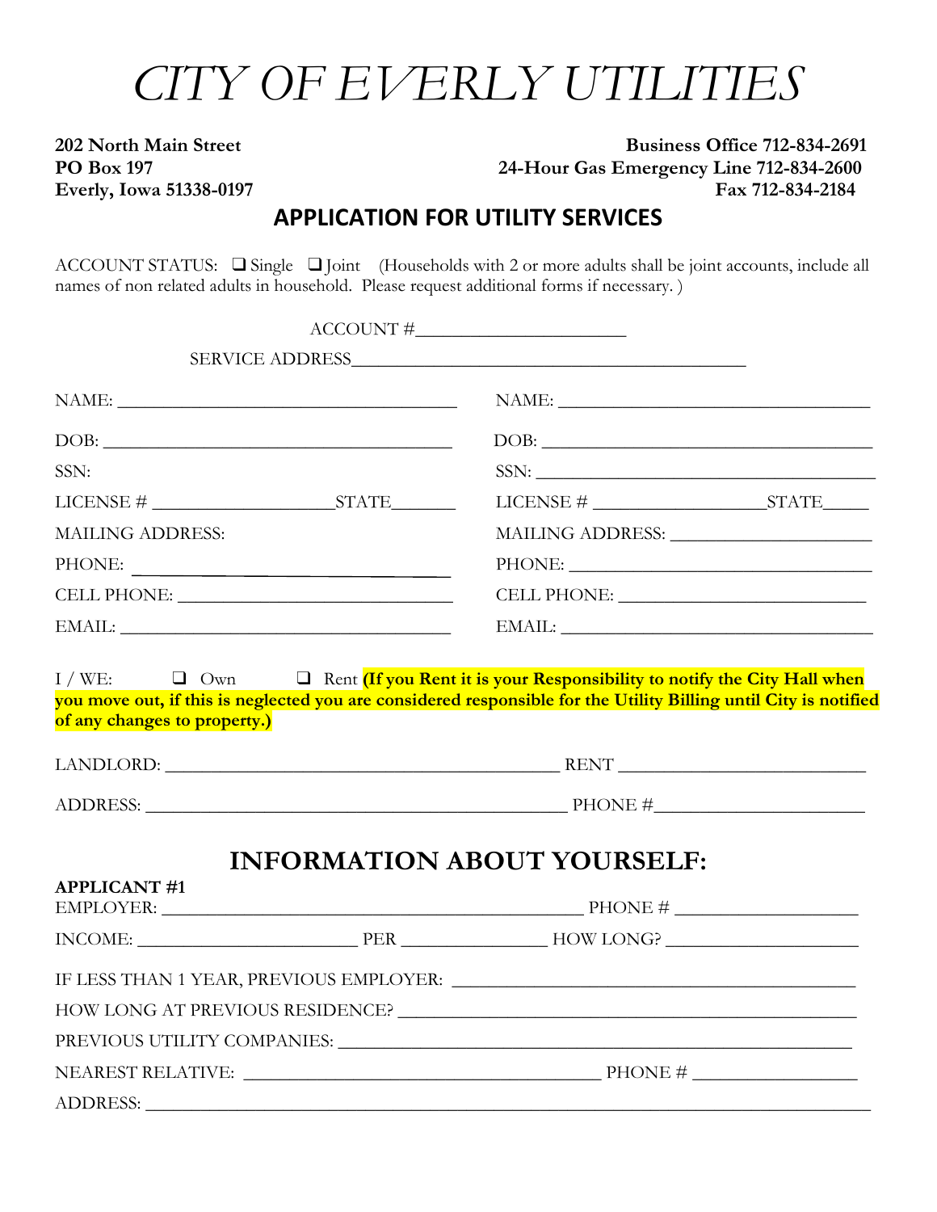# CITY OF EVERLY UTILITIES

**202 North Main Street**
**PO Box 197**
**Everly, Iowa 51338-0197**

**Business Office 712-834-2691**
**24-Hour Gas Emergency Line 712-834-2600**
**Fax 712-834-2184**

## APPLICATION FOR UTILITY SERVICES

ACCOUNT STATUS: ❑ Single ❑ Joint (Households with 2 or more adults shall be joint accounts, include all names of non related adults in household. Please request additional forms if necessary. )

ACCOUNT #______________________

SERVICE ADDRESS_________________________________________

NAME: ___________________________________

DOB: ____________________________________

SSN:

LICENSE # __________________STATE_______

MAILING ADDRESS:

PHONE: _________________________________

CELL PHONE: _____________________________

EMAIL: __________________________________

NAME: ________________________________

DOB: __________________________________

SSN: ___________________________________

LICENSE # _________________STATE_____

MAILING ADDRESS: ____________________

PHONE: _______________________________

CELL PHONE: __________________________

EMAIL: ________________________________

I / WE: ❑ Own ❑ Rent **(If you Rent it is your Responsibility to notify the City Hall when you move out, if this is neglected you are considered responsible for the Utility Billing until City is notified of any changes to property.)**

LANDLORD: _________________________________________ RENT __________________________

ADDRESS: ____________________________________________ PHONE #______________________

# INFORMATION ABOUT YOURSELF:

**APPLICANT #1**

EMPLOYER: ____________________________________________ PHONE # ___________________

INCOME: ______________________ PER ______________ HOW LONG? ____________________

IF LESS THAN 1 YEAR, PREVIOUS EMPLOYER: __________________________________________

HOW LONG AT PREVIOUS RESIDENCE? _______________________________________________

PREVIOUS UTILITY COMPANIES: ___________________________________________________

NEAREST RELATIVE: ____________________________________ PHONE # _________________

ADDRESS: _______________________________________________________________________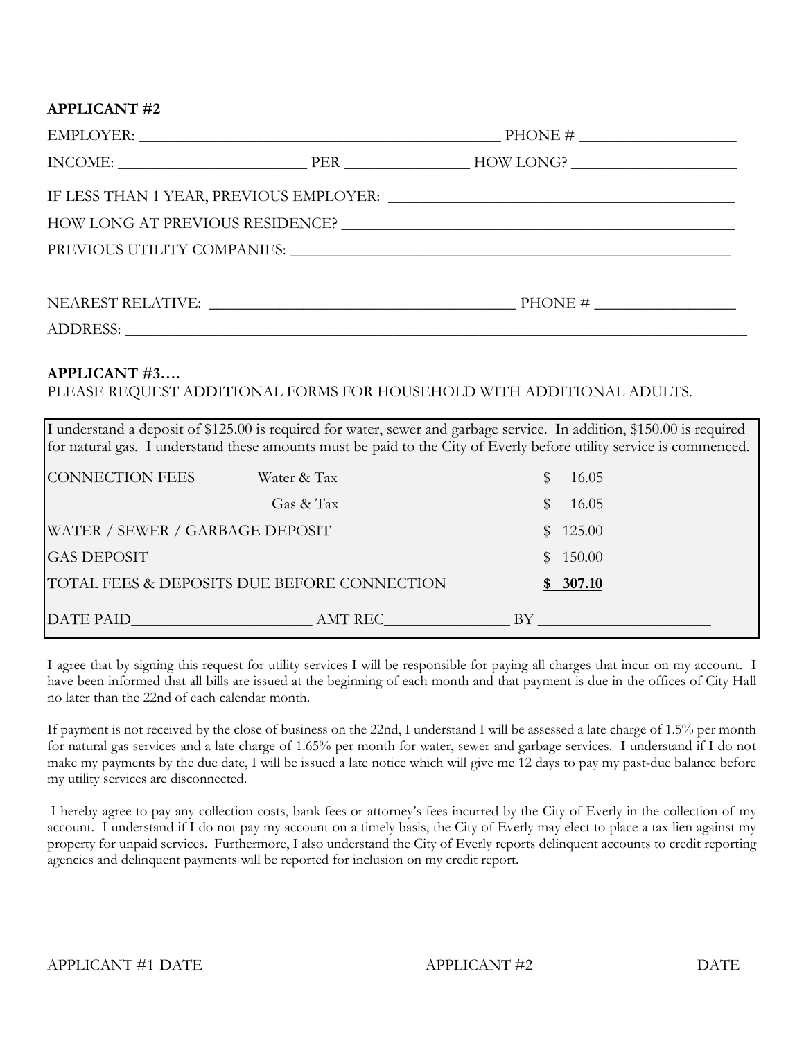**APPLICANT #2**

EMPLOYER: _______________________________________________ PHONE # ____________________

INCOME: ________________________ PER ________________ HOW LONG? _____________________

IF LESS THAN 1 YEAR, PREVIOUS EMPLOYER: ____________________________________________

HOW LONG AT PREVIOUS RESIDENCE? __________________________________________________

PREVIOUS UTILITY COMPANIES: ______________________________________________________

NEAREST RELATIVE: ______________________________________ PHONE # __________________

ADDRESS: ________________________________________________________________________

**APPLICANT #3….**

PLEASE REQUEST ADDITIONAL FORMS FOR HOUSEHOLD WITH ADDITIONAL ADULTS.

I understand a deposit of $125.00 is required for water, sewer and garbage service. In addition, $150.00 is required for natural gas. I understand these amounts must be paid to the City of Everly before utility service is commenced.

| | | |
|---|---|---|
| CONNECTION FEES | Water & Tax | $ 16.05 |
| | Gas & Tax | $ 16.05 |
| WATER / SEWER / GARBAGE DEPOSIT | | $ 125.00 |
| GAS DEPOSIT | | $ 150.00 |
| TOTAL FEES & DEPOSITS DUE BEFORE CONNECTION | | **$ 307.10** |

DATE PAID______________________ AMT REC_______________ BY _____________________

I agree that by signing this request for utility services I will be responsible for paying all charges that incur on my account. I have been informed that all bills are issued at the beginning of each month and that payment is due in the offices of City Hall no later than the 22nd of each calendar month.

If payment is not received by the close of business on the 22nd, I understand I will be assessed a late charge of 1.5% per month for natural gas services and a late charge of 1.65% per month for water, sewer and garbage services. I understand if I do not make my payments by the due date, I will be issued a late notice which will give me 12 days to pay my past-due balance before my utility services are disconnected.

I hereby agree to pay any collection costs, bank fees or attorney's fees incurred by the City of Everly in the collection of my account. I understand if I do not pay my account on a timely basis, the City of Everly may elect to place a tax lien against my property for unpaid services. Furthermore, I also understand the City of Everly reports delinquent accounts to credit reporting agencies and delinquent payments will be reported for inclusion on my credit report.

APPLICANT #1 DATE                    APPLICANT #2                    DATE